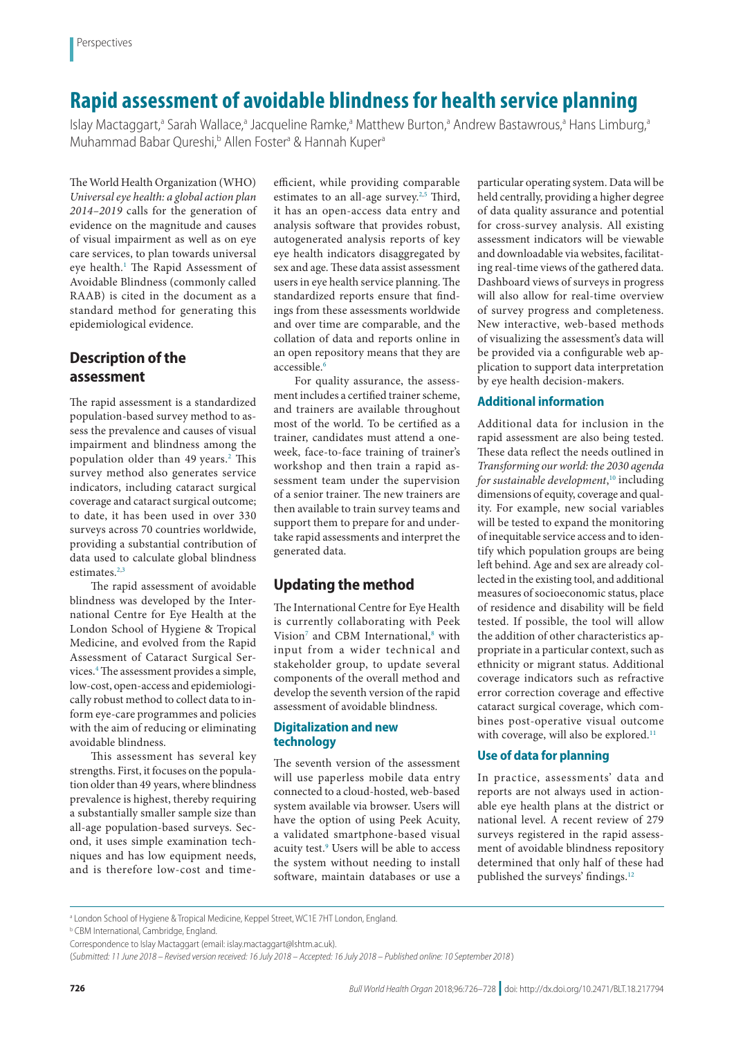Perspectives

# Rapid assessment of avoidable blindness for health service planning

Islay Mactaggart,[a] Sarah Wallace,[a] Jacqueline Ramke,[a] Matthew Burton,[a] Andrew Bastawrous,[a] Hans Limburg,[a] Muhammad Babar Qureshi,[b] Allen Foster[a] & Hannah Kuper[a]

The World Health Organization (WHO) *Universal eye health: a global action plan 2014–2019* calls for the generation of evidence on the magnitude and causes of visual impairment as well as on eye care services, to plan towards universal eye health.[1] The Rapid Assessment of Avoidable Blindness (commonly called RAAB) is cited in the document as a standard method for generating this epidemiological evidence.

## Description of the assessment

The rapid assessment is a standardized population-based survey method to assess the prevalence and causes of visual impairment and blindness among the population older than 49 years.[2] This survey method also generates service indicators, including cataract surgical coverage and cataract surgical outcome; to date, it has been used in over 330 surveys across 70 countries worldwide, providing a substantial contribution of data used to calculate global blindness estimates.[2,3]

The rapid assessment of avoidable blindness was developed by the International Centre for Eye Health at the London School of Hygiene & Tropical Medicine, and evolved from the Rapid Assessment of Cataract Surgical Services.[4] The assessment provides a simple, low-cost, open-access and epidemiologically robust method to collect data to inform eye-care programmes and policies with the aim of reducing or eliminating avoidable blindness.

This assessment has several key strengths. First, it focuses on the population older than 49 years, where blindness prevalence is highest, thereby requiring a substantially smaller sample size than all-age population-based surveys. Second, it uses simple examination techniques and has low equipment needs, and is therefore low-cost and time-efficient, while providing comparable estimates to an all-age survey.[2,5] Third, it has an open-access data entry and analysis software that provides robust, autogenerated analysis reports of key eye health indicators disaggregated by sex and age. These data assist assessment users in eye health service planning. The standardized reports ensure that findings from these assessments worldwide and over time are comparable, and the collation of data and reports online in an open repository means that they are accessible.[6]

For quality assurance, the assessment includes a certified trainer scheme, and trainers are available throughout most of the world. To be certified as a trainer, candidates must attend a one-week, face-to-face training of trainer's workshop and then train a rapid assessment team under the supervision of a senior trainer. The new trainers are then available to train survey teams and support them to prepare for and undertake rapid assessments and interpret the generated data.

## Updating the method

The International Centre for Eye Health is currently collaborating with Peek Vision[7] and CBM International,[8] with input from a wider technical and stakeholder group, to update several components of the overall method and develop the seventh version of the rapid assessment of avoidable blindness.

### Digitalization and new technology

The seventh version of the assessment will use paperless mobile data entry connected to a cloud-hosted, web-based system available via browser. Users will have the option of using Peek Acuity, a validated smartphone-based visual acuity test.[9] Users will be able to access the system without needing to install software, maintain databases or use a particular operating system. Data will be held centrally, providing a higher degree of data quality assurance and potential for cross-survey analysis. All existing assessment indicators will be viewable and downloadable via websites, facilitating real-time views of the gathered data. Dashboard views of surveys in progress will also allow for real-time overview of survey progress and completeness. New interactive, web-based methods of visualizing the assessment's data will be provided via a configurable web application to support data interpretation by eye health decision-makers.

### Additional information

Additional data for inclusion in the rapid assessment are also being tested. These data reflect the needs outlined in *Transforming our world: the 2030 agenda for sustainable development*,[10] including dimensions of equity, coverage and quality. For example, new social variables will be tested to expand the monitoring of inequitable service access and to identify which population groups are being left behind. Age and sex are already collected in the existing tool, and additional measures of socioeconomic status, place of residence and disability will be field tested. If possible, the tool will allow the addition of other characteristics appropriate in a particular context, such as ethnicity or migrant status. Additional coverage indicators such as refractive error correction coverage and effective cataract surgical coverage, which combines post-operative visual outcome with coverage, will also be explored.[11]

### Use of data for planning

In practice, assessments' data and reports are not always used in actionable eye health plans at the district or national level. A recent review of 279 surveys registered in the rapid assessment of avoidable blindness repository determined that only half of these had published the surveys' findings.[12]

---

[a] London School of Hygiene & Tropical Medicine, Keppel Street, WC1E 7HT London, England.

[b] CBM International, Cambridge, England.

Correspondence to Islay Mactaggart (email: islay.mactaggart@lshtm.ac.uk).

(*Submitted: 11 June 2018 – Revised version received: 16 July 2018 – Accepted: 16 July 2018 – Published online: 10 September 2018*)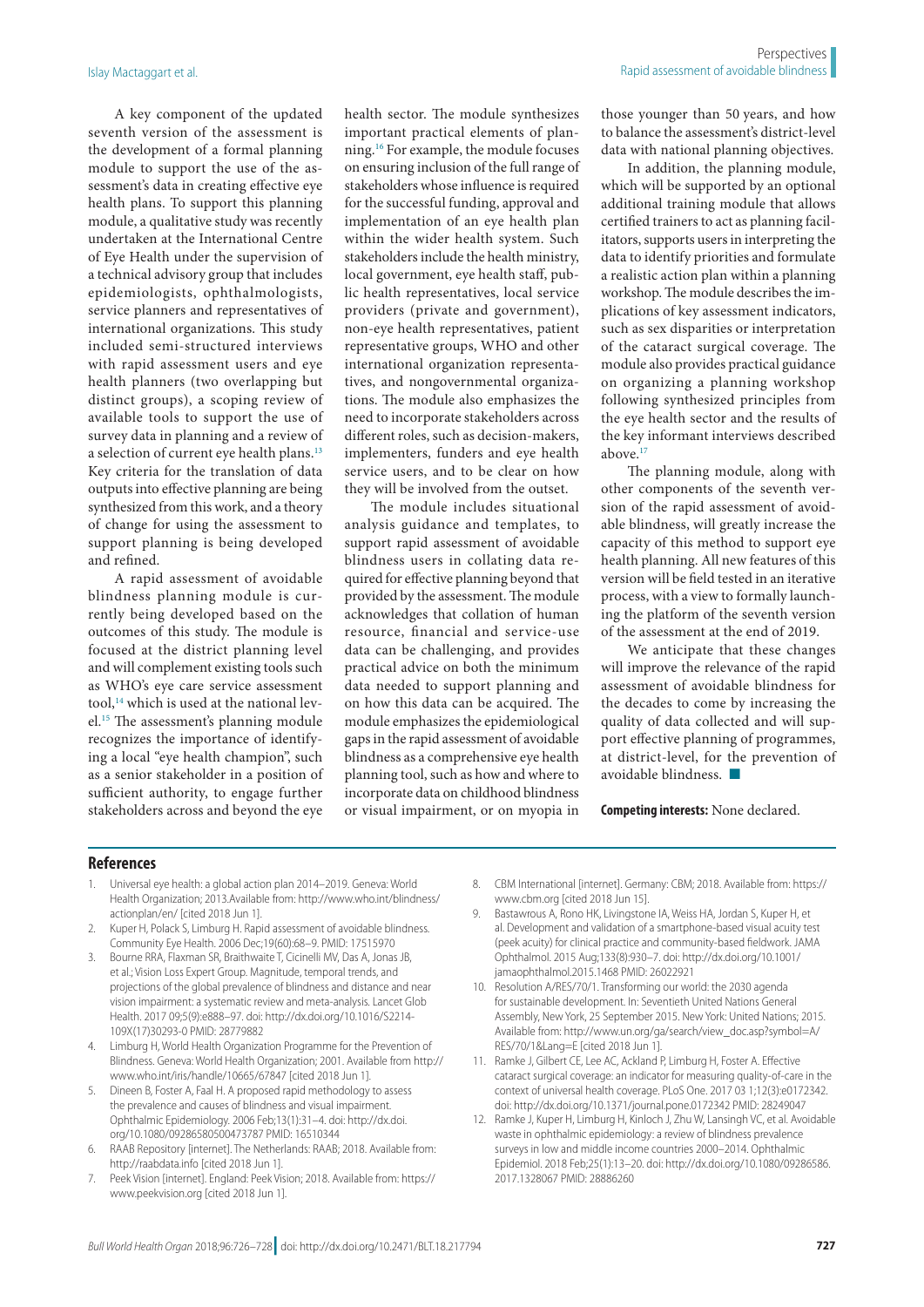A key component of the updated seventh version of the assessment is the development of a formal planning module to support the use of the assessment's data in creating effective eye health plans. To support this planning module, a qualitative study was recently undertaken at the International Centre of Eye Health under the supervision of a technical advisory group that includes epidemiologists, ophthalmologists, service planners and representatives of international organizations. This study included semi-structured interviews with rapid assessment users and eye health planners (two overlapping but distinct groups), a scoping review of available tools to support the use of survey data in planning and a review of a selection of current eye health plans.[13] Key criteria for the translation of data outputs into effective planning are being synthesized from this work, and a theory of change for using the assessment to support planning is being developed and refined.

A rapid assessment of avoidable blindness planning module is currently being developed based on the outcomes of this study. The module is focused at the district planning level and will complement existing tools such as WHO's eye care service assessment tool,[14] which is used at the national level.[15] The assessment's planning module recognizes the importance of identifying a local "eye health champion", such as a senior stakeholder in a position of sufficient authority, to engage further stakeholders across and beyond the eye health sector. The module synthesizes important practical elements of planning.[16] For example, the module focuses on ensuring inclusion of the full range of stakeholders whose influence is required for the successful funding, approval and implementation of an eye health plan within the wider health system. Such stakeholders include the health ministry, local government, eye health staff, public health representatives, local service providers (private and government), non-eye health representatives, patient representative groups, WHO and other international organization representatives, and nongovernmental organizations. The module also emphasizes the need to incorporate stakeholders across different roles, such as decision-makers, implementers, funders and eye health service users, and to be clear on how they will be involved from the outset.

The module includes situational analysis guidance and templates, to support rapid assessment of avoidable blindness users in collating data required for effective planning beyond that provided by the assessment. The module acknowledges that collation of human resource, financial and service-use data can be challenging, and provides practical advice on both the minimum data needed to support planning and on how this data can be acquired. The module emphasizes the epidemiological gaps in the rapid assessment of avoidable blindness as a comprehensive eye health planning tool, such as how and where to incorporate data on childhood blindness or visual impairment, or on myopia in those younger than 50 years, and how to balance the assessment's district-level data with national planning objectives.

In addition, the planning module, which will be supported by an optional additional training module that allows certified trainers to act as planning facilitators, supports users in interpreting the data to identify priorities and formulate a realistic action plan within a planning workshop. The module describes the implications of key assessment indicators, such as sex disparities or interpretation of the cataract surgical coverage. The module also provides practical guidance on organizing a planning workshop following synthesized principles from the eye health sector and the results of the key informant interviews described above.[17]

The planning module, along with other components of the seventh version of the rapid assessment of avoidable blindness, will greatly increase the capacity of this method to support eye health planning. All new features of this version will be field tested in an iterative process, with a view to formally launching the platform of the seventh version of the assessment at the end of 2019.

We anticipate that these changes will improve the relevance of the rapid assessment of avoidable blindness for the decades to come by increasing the quality of data collected and will support effective planning of programmes, at district-level, for the prevention of avoidable blindness. ■

**Competing interests:** None declared.

## References

1. Universal eye health: a global action plan 2014–2019. Geneva: World Health Organization; 2013.Available from: http://www.who.int/blindness/actionplan/en/ [cited 2018 Jun 1].
2. Kuper H, Polack S, Limburg H. Rapid assessment of avoidable blindness. Community Eye Health. 2006 Dec;19(60):68–9. PMID: 17515970
3. Bourne RRA, Flaxman SR, Braithwaite T, Cicinelli MV, Das A, Jonas JB, et al.; Vision Loss Expert Group. Magnitude, temporal trends, and projections of the global prevalence of blindness and distance and near vision impairment: a systematic review and meta-analysis. Lancet Glob Health. 2017 09;5(9):e888–97. doi: http://dx.doi.org/10.1016/S2214-109X(17)30293-0 PMID: 28779882
4. Limburg H, World Health Organization Programme for the Prevention of Blindness. Geneva: World Health Organization; 2001. Available from http://www.who.int/iris/handle/10665/67847 [cited 2018 Jun 1].
5. Dineen B, Foster A, Faal H. A proposed rapid methodology to assess the prevalence and causes of blindness and visual impairment. Ophthalmic Epidemiology. 2006 Feb;13(1):31–4. doi: http://dx.doi.org/10.1080/09286580500473787 PMID: 16510344
6. RAAB Repository [internet]. The Netherlands: RAAB; 2018. Available from: http://raabdata.info [cited 2018 Jun 1].
7. Peek Vision [internet]. England: Peek Vision; 2018. Available from: https://www.peekvision.org [cited 2018 Jun 1].
8. CBM International [internet]. Germany: CBM; 2018. Available from: https://www.cbm.org [cited 2018 Jun 15].
9. Bastawrous A, Rono HK, Livingstone IA, Weiss HA, Jordan S, Kuper H, et al. Development and validation of a smartphone-based visual acuity test (peek acuity) for clinical practice and community-based fieldwork. JAMA Ophthalmol. 2015 Aug;133(8):930–7. doi: http://dx.doi.org/10.1001/jamaophthalmol.2015.1468 PMID: 26022921
10. Resolution A/RES/70/1. Transforming our world: the 2030 agenda for sustainable development. In: Seventieth United Nations General Assembly, New York, 25 September 2015. New York: United Nations; 2015. Available from: http://www.un.org/ga/search/view_doc.asp?symbol=A/RES/70/1&Lang=E [cited 2018 Jun 1].
11. Ramke J, Gilbert CE, Lee AC, Ackland P, Limburg H, Foster A. Effective cataract surgical coverage: an indicator for measuring quality-of-care in the context of universal health coverage. PLoS One. 2017 03 1;12(3):e0172342. doi: http://dx.doi.org/10.1371/journal.pone.0172342 PMID: 28249047
12. Ramke J, Kuper H, Limburg H, Kinloch J, Zhu W, Lansingh VC, et al. Avoidable waste in ophthalmic epidemiology: a review of blindness prevalence surveys in low and middle income countries 2000–2014. Ophthalmic Epidemiol. 2018 Feb;25(1):13–20. doi: http://dx.doi.org/10.1080/09286586.2017.1328067 PMID: 28886260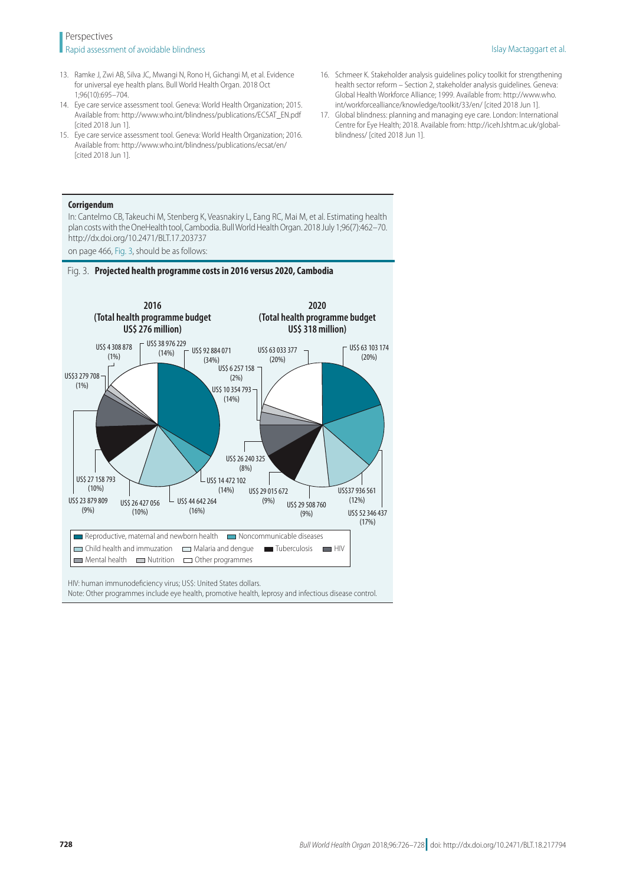13. Ramke J, Zwi AB, Silva JC, Mwangi N, Rono H, Gichangi M, et al. Evidence for universal eye health plans. Bull World Health Organ. 2018 Oct 1;96(10):695–704.
14. Eye care service assessment tool. Geneva: World Health Organization; 2015. Available from: http://www.who.int/blindness/publications/ECSAT_EN.pdf [cited 2018 Jun 1].
15. Eye care service assessment tool. Geneva: World Health Organization; 2016. Available from: http://www.who.int/blindness/publications/ecsat/en/ [cited 2018 Jun 1].
16. Schmeer K. Stakeholder analysis guidelines policy toolkit for strengthening health sector reform – Section 2, stakeholder analysis guidelines. Geneva: Global Health Workforce Alliance; 1999. Available from: http://www.who.int/workforcealliance/knowledge/toolkit/33/en/ [cited 2018 Jun 1].
17. Global blindness: planning and managing eye care. London: International Centre for Eye Health; 2018. Available from: http://iceh.lshtm.ac.uk/global-blindness/ [cited 2018 Jun 1].

## Corrigendum

In: Cantelmo CB, Takeuchi M, Stenberg K, Veasnakiry L, Eang RC, Mai M, et al. Estimating health plan costs with the OneHealth tool, Cambodia. Bull World Health Organ. 2018 July 1;96(7):462–70. http://dx.doi.org/10.2471/BLT.17.203737

on page 466, Fig. 3, should be as follows:

Fig. 3. **Projected health programme costs in 2016 versus 2020, Cambodia**

2016
(Total health programme budget
US$ 276 million)

US$ 4 308 878 (1%)
US$ 38 976 229 (14%)
US$ 92 884 071 (34%)
US$3 279 708 (1%)
US$ 27 158 793 (10%)
US$ 23 879 809 (9%)
US$ 26 427 056 (10%)
US$ 44 642 264 (16%)
US$ 14 472 102 (14%)

2020
(Total health programme budget
US$ 318 million)

US$ 63 033 377 (20%)
US$ 63 103 174 (20%)
US$ 6 257 158 (2%)
US$ 10 354 793 (14%)
US$ 26 240 325 (8%)
US$ 29 015 672 (9%)
US$ 29 508 760 (9%)
US$37 936 561 (12%)
US$ 52 346 437 (17%)

Reproductive, maternal and newborn health
Noncommunicable diseases
Child health and immuzation
Malaria and dengue
Tuberculosis
HIV
Mental health
Nutrition
Other programmes

HIV: human immunodeficiency virus; US$: United States dollars.
Note: Other programmes include eye health, promotive health, leprosy and infectious disease control.